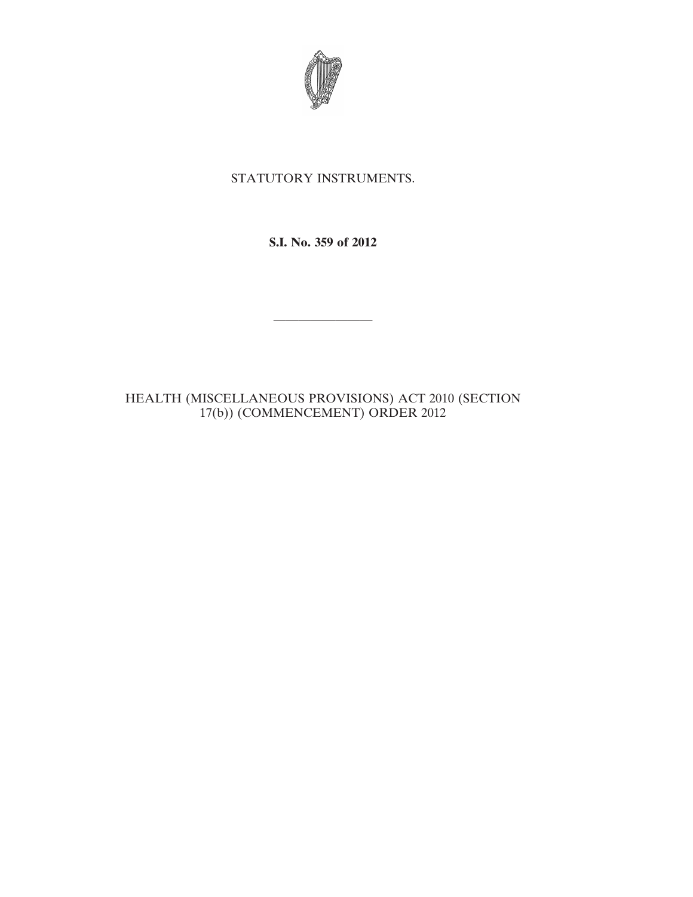STATUTORY INSTRUMENTS.

**S.I. No. 359 of 2012**

---

HEALTH (MISCELLANEOUS PROVISIONS) ACT 2010 (SECTION 17(b)) (COMMENCEMENT) ORDER 2012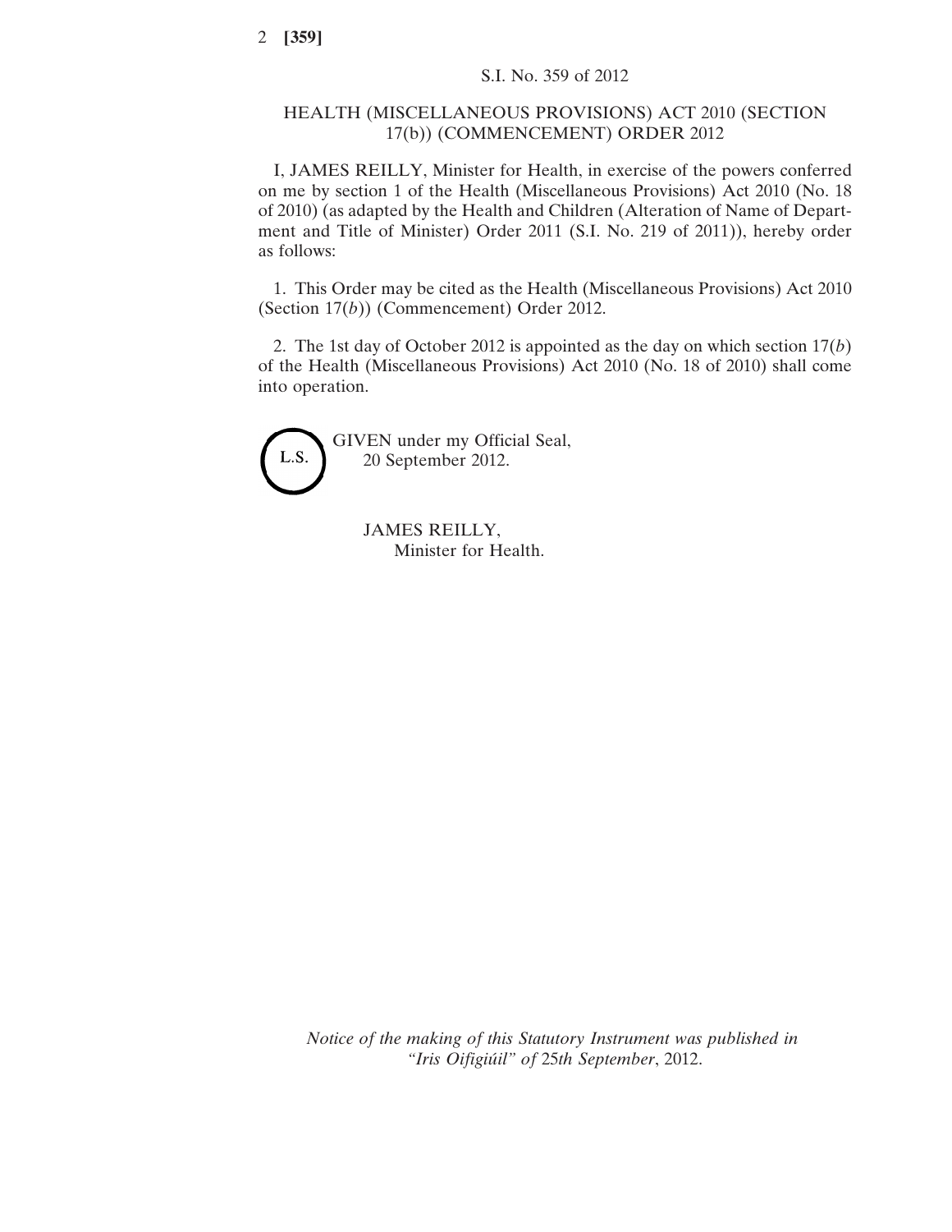S.I. No. 359 of 2012

# HEALTH (MISCELLANEOUS PROVISIONS) ACT 2010 (SECTION 17(b)) (COMMENCEMENT) ORDER 2012

I, JAMES REILLY, Minister for Health, in exercise of the powers conferred on me by section 1 of the Health (Miscellaneous Provisions) Act 2010 (No. 18 of 2010) (as adapted by the Health and Children (Alteration of Name of Department and Title of Minister) Order 2011 (S.I. No. 219 of 2011)), hereby order as follows:

1. This Order may be cited as the Health (Miscellaneous Provisions) Act 2010 (Section 17(*b*)) (Commencement) Order 2012.

2. The 1st day of October 2012 is appointed as the day on which section 17(*b*) of the Health (Miscellaneous Provisions) Act 2010 (No. 18 of 2010) shall come into operation.

L.S.

GIVEN under my Official Seal,
20 September 2012.

JAMES REILLY,
Minister for Health.

*Notice of the making of this Statutory Instrument was published in "Iris Oifigiúil" of* 25*th September*, 2012.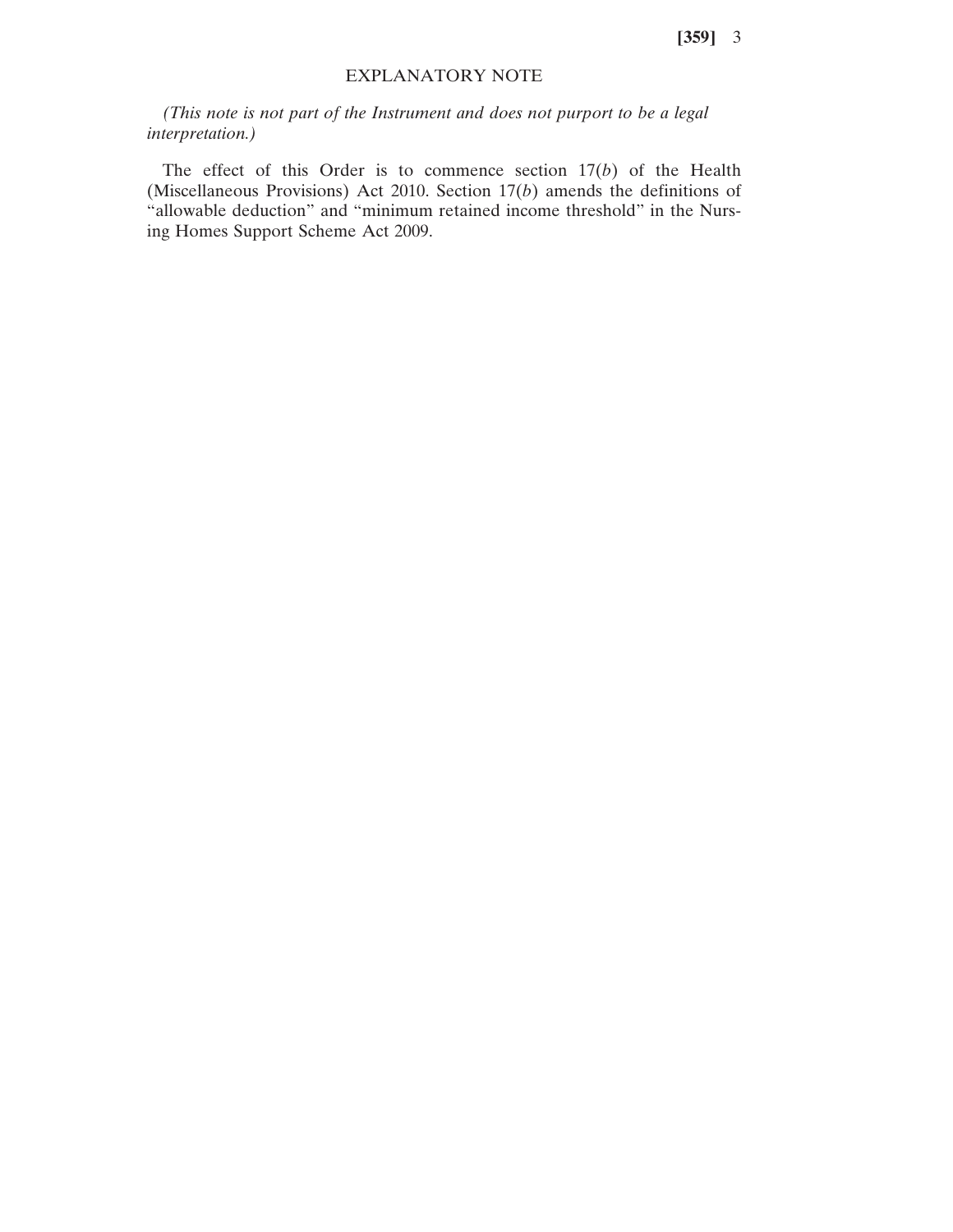## EXPLANATORY NOTE

*(This note is not part of the Instrument and does not purport to be a legal interpretation.)*

The effect of this Order is to commence section 17(*b*) of the Health (Miscellaneous Provisions) Act 2010. Section 17(*b*) amends the definitions of "allowable deduction" and "minimum retained income threshold" in the Nursing Homes Support Scheme Act 2009.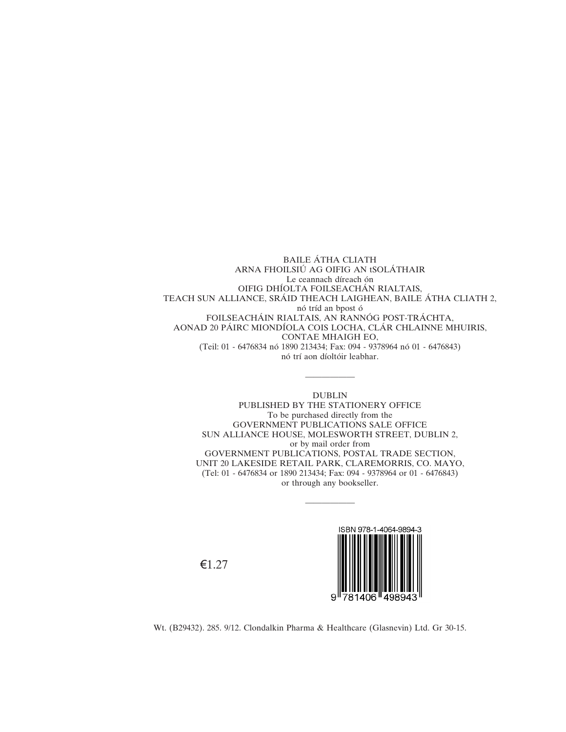BAILE ÁTHA CLIATH
ARNA FHOILSIÚ AG OIFIG AN tSOLÁTHAIR
Le ceannach díreach ón
OIFIG DHÍOLTA FOILSEACHÁN RIALTAIS,
TEACH SUN ALLIANCE, SRÁID THEACH LAIGHEAN, BAILE ÁTHA CLIATH 2,
nó tríd an bpost ó
FOILSEACHÁIN RIALTAIS, AN RANNÓG POST-TRÁCHTA,
AONAD 20 PÁIRC MIONDÍOLA COIS LOCHA, CLÁR CHLAINNE MHUIRIS,
CONTAE MHAIGH EO,
(Teil: 01 - 6476834 nó 1890 213434; Fax: 094 - 9378964 nó 01 - 6476843)
nó trí aon díoltóir leabhar.

---

DUBLIN
PUBLISHED BY THE STATIONERY OFFICE
To be purchased directly from the
GOVERNMENT PUBLICATIONS SALE OFFICE
SUN ALLIANCE HOUSE, MOLESWORTH STREET, DUBLIN 2,
or by mail order from
GOVERNMENT PUBLICATIONS, POSTAL TRADE SECTION,
UNIT 20 LAKESIDE RETAIL PARK, CLAREMORRIS, CO. MAYO,
(Tel: 01 - 6476834 or 1890 213434; Fax: 094 - 9378964 or 01 - 6476843)
or through any bookseller.

---

€1.27

ISBN 978-1-4064-9894-3

9 781406 498943

Wt. (B29432). 285. 9/12. Clondalkin Pharma & Healthcare (Glasnevin) Ltd. Gr 30-15.